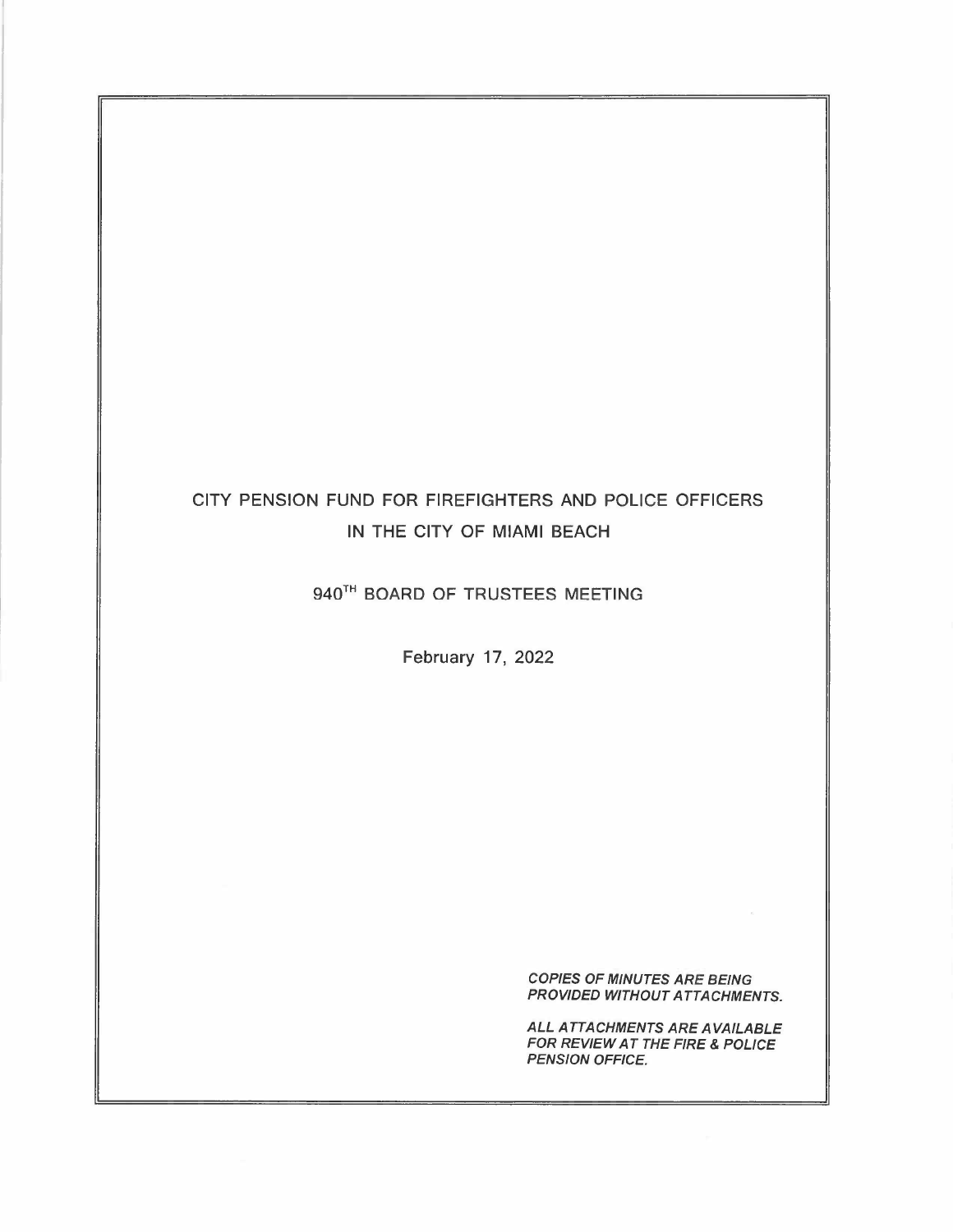# CITY PENSION FUND FOR FIREFIGHTERS AND POLICE OFFICERS IN THE CITY OF MIAMI BEACH

## 940TH BOARD OF TRUSTEES MEETING

February 17, 2022

***COPIES OF MINUTES ARE BEING PROVIDED WITHOUT ATTACHMENTS.***

***ALL ATTACHMENTS ARE AVAILABLE FOR REVIEW AT THE FIRE & POLICE PENSION OFFICE.***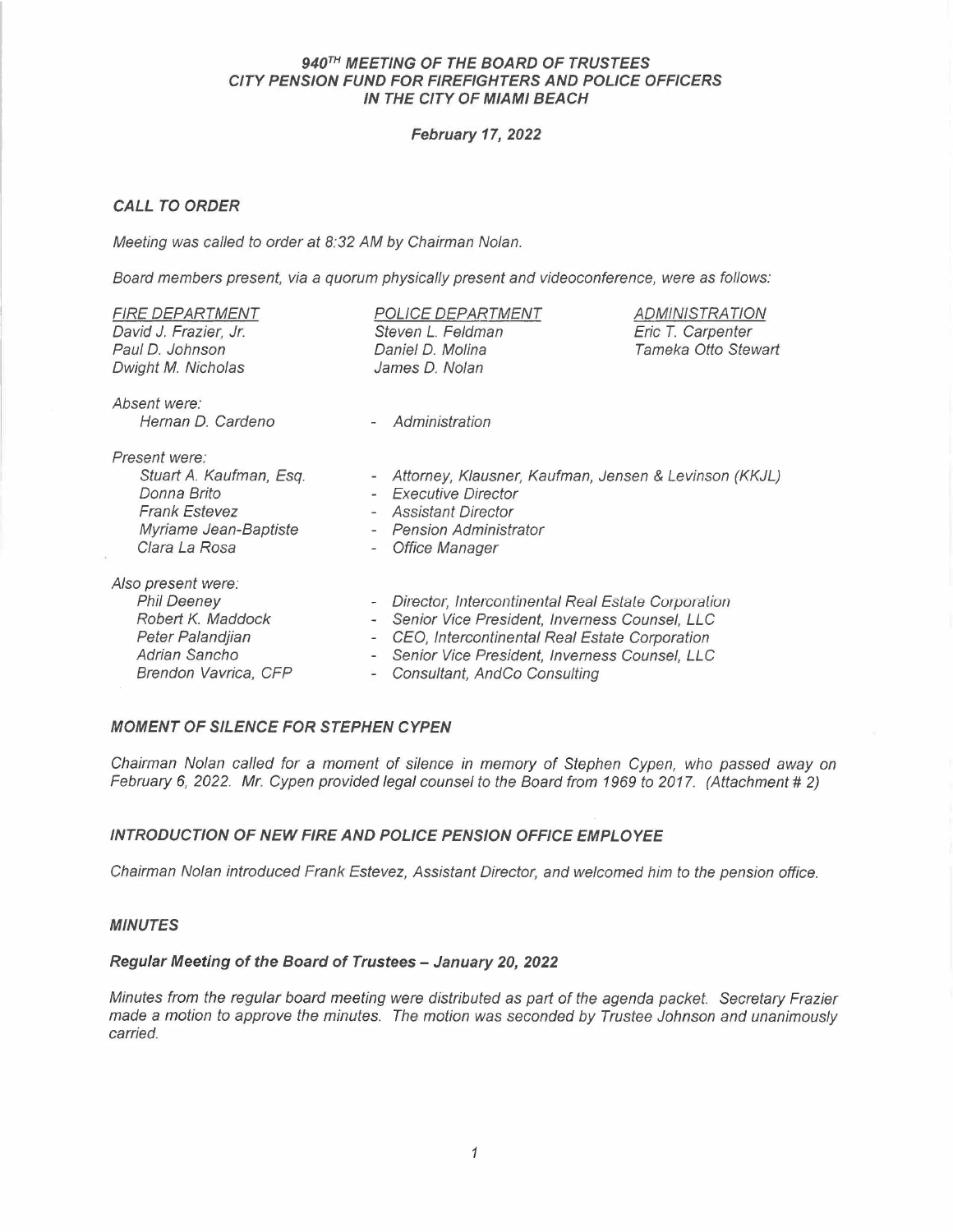# *940[TH] MEETING OF THE BOARD OF TRUSTEES*
# *CITY PENSION FUND FOR FIREFIGHTERS AND POLICE OFFICERS IN THE CITY OF MIAMI BEACH*

***February 17, 2022***

## *CALL TO ORDER*

*Meeting was called to order at 8:32 AM by Chairman Nolan.*

*Board members present, via a quorum physically present and videoconference, were as follows:*

| *FIRE DEPARTMENT* | *POLICE DEPARTMENT* | *ADMINISTRATION* |
|---|---|---|
| *David J. Frazier, Jr.* | *Steven L. Feldman* | *Eric T. Carpenter* |
| *Paul D. Johnson* | *Daniel D. Molina* | *Tameka Otto Stewart* |
| *Dwight M. Nicholas* | *James D. Nolan* | |

*Absent were:*

| | |
|---|---|
| *Hernan D. Cardeno* | - *Administration* |

*Present were:*

| | |
|---|---|
| *Stuart A. Kaufman, Esq.* | - *Attorney, Klausner, Kaufman, Jensen & Levinson (KKJL)* |
| *Donna Brito* | - *Executive Director* |
| *Frank Estevez* | - *Assistant Director* |
| *Myriame Jean-Baptiste* | - *Pension Administrator* |
| *Clara La Rosa* | - *Office Manager* |

*Also present were:*

| | |
|---|---|
| *Phil Deeney* | - *Director, Intercontinental Real Estate Corporation* |
| *Robert K. Maddock* | - *Senior Vice President, Inverness Counsel, LLC* |
| *Peter Palandjian* | - *CEO, Intercontinental Real Estate Corporation* |
| *Adrian Sancho* | - *Senior Vice President, Inverness Counsel, LLC* |
| *Brendon Vavrica, CFP* | - *Consultant, AndCo Consulting* |

## *MOMENT OF SILENCE FOR STEPHEN CYPEN*

*Chairman Nolan called for a moment of silence in memory of Stephen Cypen, who passed away on February 6, 2022. Mr. Cypen provided legal counsel to the Board from 1969 to 2017. (Attachment # 2)*

## *INTRODUCTION OF NEW FIRE AND POLICE PENSION OFFICE EMPLOYEE*

*Chairman Nolan introduced Frank Estevez, Assistant Director, and welcomed him to the pension office.*

## *MINUTES*

### *Regular Meeting of the Board of Trustees – January 20, 2022*

*Minutes from the regular board meeting were distributed as part of the agenda packet. Secretary Frazier made a motion to approve the minutes. The motion was seconded by Trustee Johnson and unanimously carried.*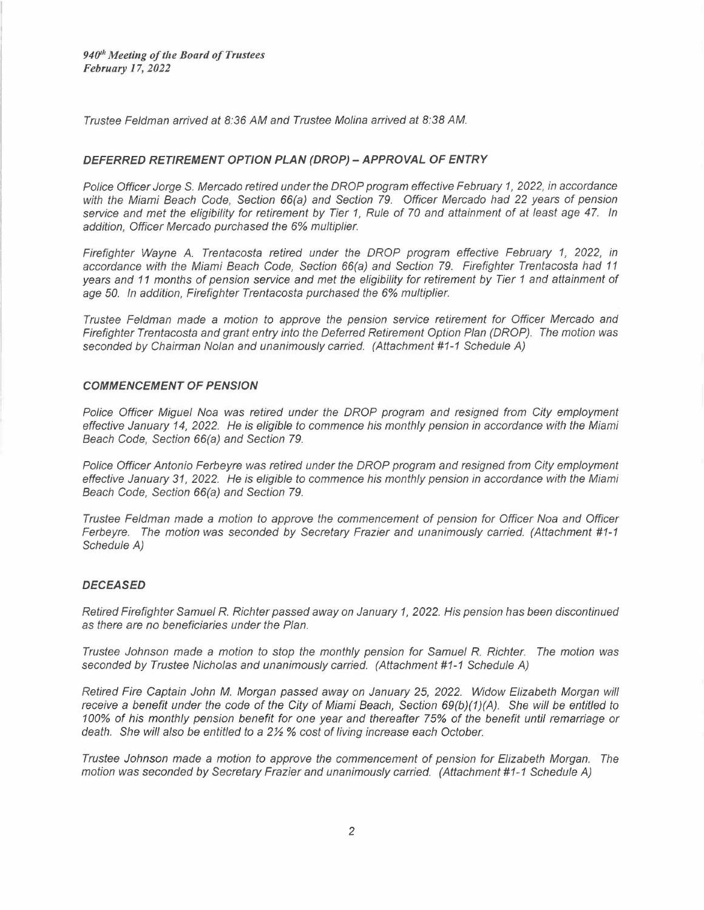Trustee Feldman arrived at 8:36 AM and Trustee Molina arrived at 8:38 AM.

### DEFERRED RETIREMENT OPTION PLAN (DROP) – APPROVAL OF ENTRY

Police Officer Jorge S. Mercado retired under the DROP program effective February 1, 2022, in accordance with the Miami Beach Code, Section 66(a) and Section 79. Officer Mercado had 22 years of pension service and met the eligibility for retirement by Tier 1, Rule of 70 and attainment of at least age 47. In addition, Officer Mercado purchased the 6% multiplier.

Firefighter Wayne A. Trentacosta retired under the DROP program effective February 1, 2022, in accordance with the Miami Beach Code, Section 66(a) and Section 79. Firefighter Trentacosta had 11 years and 11 months of pension service and met the eligibility for retirement by Tier 1 and attainment of age 50. In addition, Firefighter Trentacosta purchased the 6% multiplier.

Trustee Feldman made a motion to approve the pension service retirement for Officer Mercado and Firefighter Trentacosta and grant entry into the Deferred Retirement Option Plan (DROP). The motion was seconded by Chairman Nolan and unanimously carried. (Attachment #1-1 Schedule A)

### COMMENCEMENT OF PENSION

Police Officer Miguel Noa was retired under the DROP program and resigned from City employment effective January 14, 2022. He is eligible to commence his monthly pension in accordance with the Miami Beach Code, Section 66(a) and Section 79.

Police Officer Antonio Ferbeyre was retired under the DROP program and resigned from City employment effective January 31, 2022. He is eligible to commence his monthly pension in accordance with the Miami Beach Code, Section 66(a) and Section 79.

Trustee Feldman made a motion to approve the commencement of pension for Officer Noa and Officer Ferbeyre. The motion was seconded by Secretary Frazier and unanimously carried. (Attachment #1-1 Schedule A)

### DECEASED

Retired Firefighter Samuel R. Richter passed away on January 1, 2022. His pension has been discontinued as there are no beneficiaries under the Plan.

Trustee Johnson made a motion to stop the monthly pension for Samuel R. Richter. The motion was seconded by Trustee Nicholas and unanimously carried. (Attachment #1-1 Schedule A)

Retired Fire Captain John M. Morgan passed away on January 25, 2022. Widow Elizabeth Morgan will receive a benefit under the code of the City of Miami Beach, Section 69(b)(1)(A). She will be entitled to 100% of his monthly pension benefit for one year and thereafter 75% of the benefit until remarriage or death. She will also be entitled to a 2½ % cost of living increase each October.

Trustee Johnson made a motion to approve the commencement of pension for Elizabeth Morgan. The motion was seconded by Secretary Frazier and unanimously carried. (Attachment #1-1 Schedule A)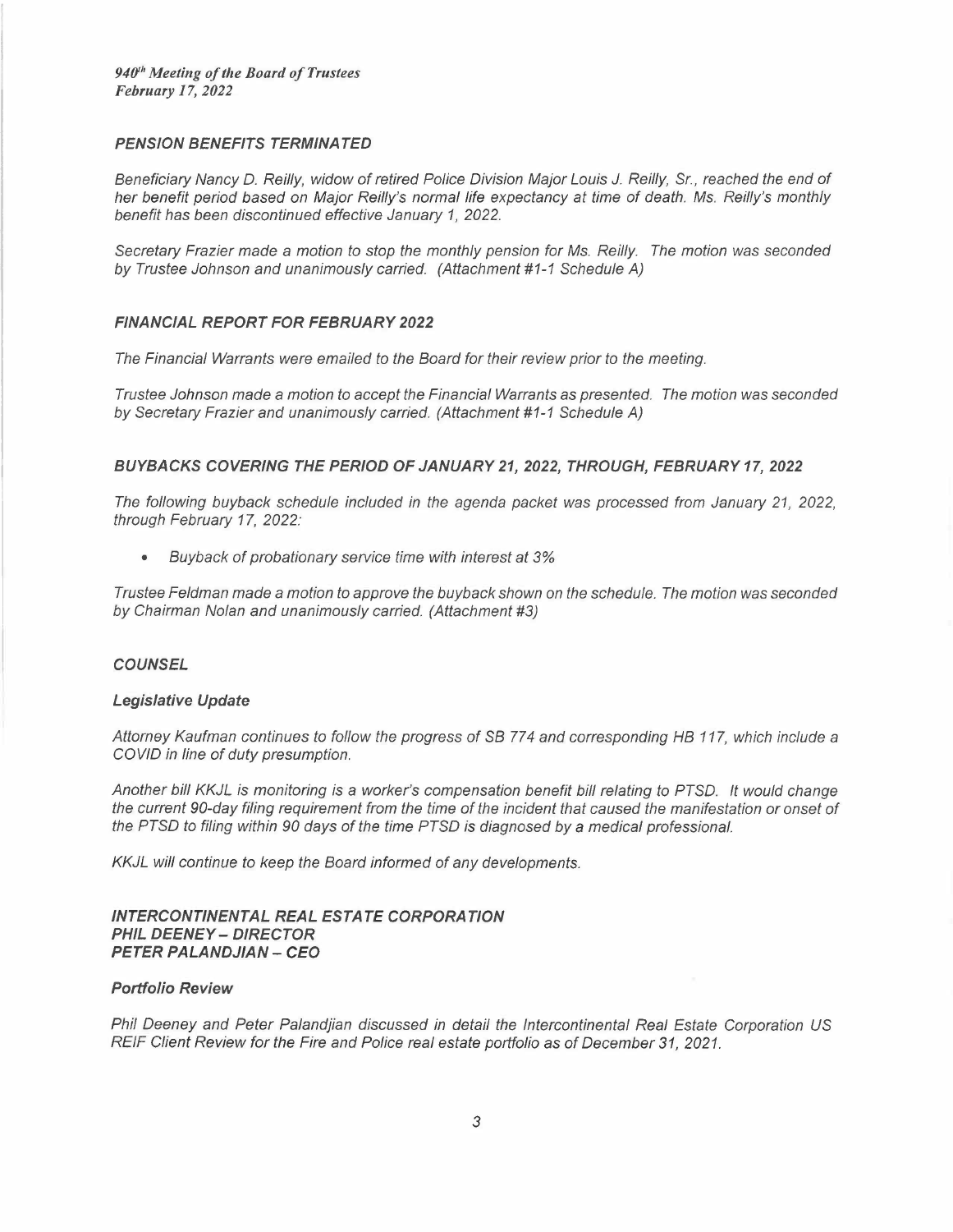## PENSION BENEFITS TERMINATED

*Beneficiary Nancy D. Reilly, widow of retired Police Division Major Louis J. Reilly, Sr., reached the end of her benefit period based on Major Reilly's normal life expectancy at time of death. Ms. Reilly's monthly benefit has been discontinued effective January 1, 2022.*

*Secretary Frazier made a motion to stop the monthly pension for Ms. Reilly. The motion was seconded by Trustee Johnson and unanimously carried. (Attachment #1-1 Schedule A)*

## FINANCIAL REPORT FOR FEBRUARY 2022

*The Financial Warrants were emailed to the Board for their review prior to the meeting.*

*Trustee Johnson made a motion to accept the Financial Warrants as presented. The motion was seconded by Secretary Frazier and unanimously carried. (Attachment #1-1 Schedule A)*

## BUYBACKS COVERING THE PERIOD OF JANUARY 21, 2022, THROUGH, FEBRUARY 17, 2022

*The following buyback schedule included in the agenda packet was processed from January 21, 2022, through February 17, 2022:*

- *Buyback of probationary service time with interest at 3%*

*Trustee Feldman made a motion to approve the buyback shown on the schedule. The motion was seconded by Chairman Nolan and unanimously carried. (Attachment #3)*

## COUNSEL

### Legislative Update

*Attorney Kaufman continues to follow the progress of SB 774 and corresponding HB 117, which include a COVID in line of duty presumption.*

*Another bill KKJL is monitoring is a worker's compensation benefit bill relating to PTSD. It would change the current 90-day filing requirement from the time of the incident that caused the manifestation or onset of the PTSD to filing within 90 days of the time PTSD is diagnosed by a medical professional.*

*KKJL will continue to keep the Board informed of any developments.*

## INTERCONTINENTAL REAL ESTATE CORPORATION
## PHIL DEENEY – DIRECTOR
## PETER PALANDJIAN – CEO

### Portfolio Review

*Phil Deeney and Peter Palandjian discussed in detail the Intercontinental Real Estate Corporation US REIF Client Review for the Fire and Police real estate portfolio as of December 31, 2021.*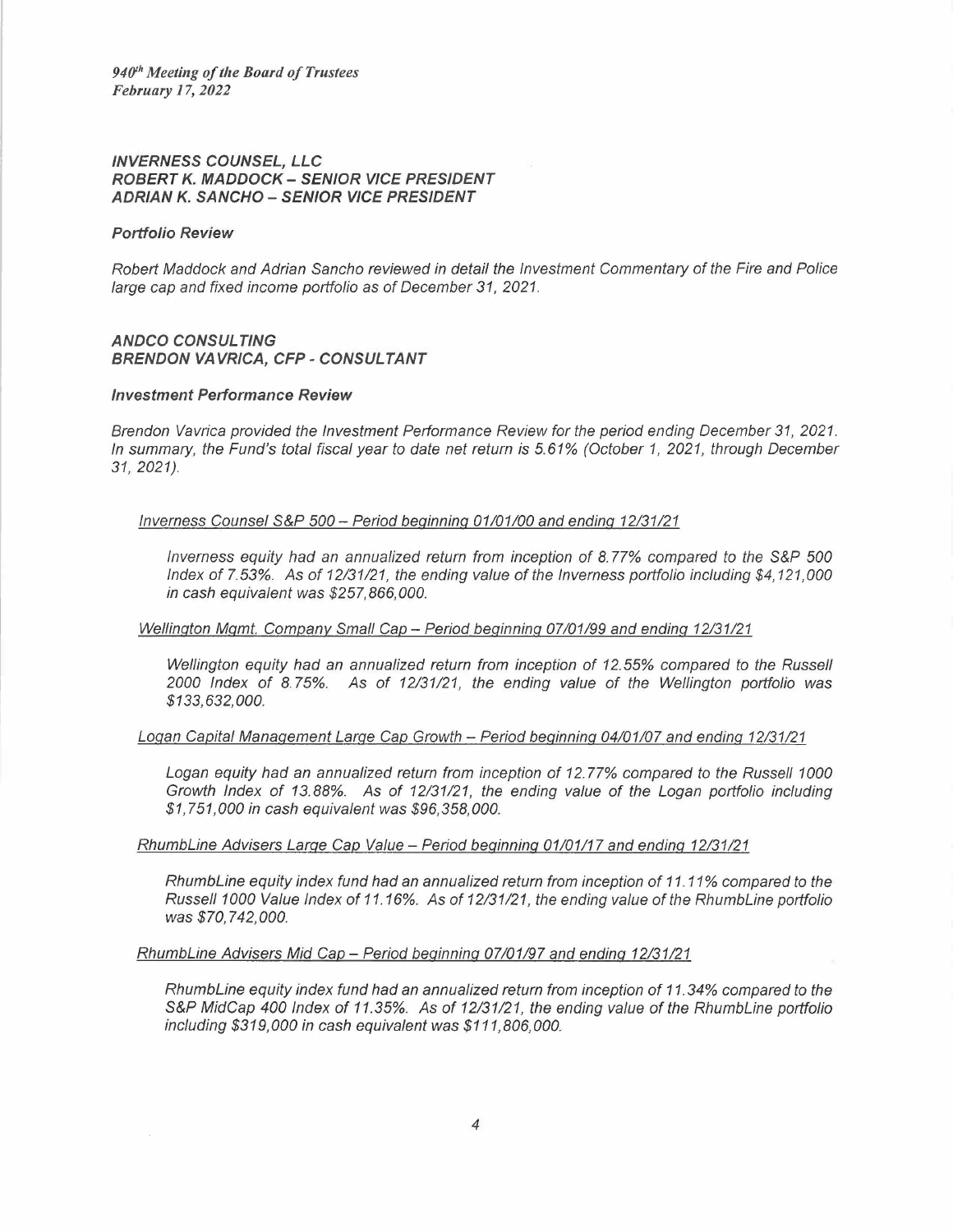**INVERNESS COUNSEL, LLC**
**ROBERT K. MADDOCK – SENIOR VICE PRESIDENT**
**ADRIAN K. SANCHO – SENIOR VICE PRESIDENT**

***Portfolio Review***

*Robert Maddock and Adrian Sancho reviewed in detail the Investment Commentary of the Fire and Police large cap and fixed income portfolio as of December 31, 2021.*

**ANDCO CONSULTING**
**BRENDON VAVRICA, CFP - CONSULTANT**

***Investment Performance Review***

*Brendon Vavrica provided the Investment Performance Review for the period ending December 31, 2021. In summary, the Fund's total fiscal year to date net return is 5.61% (October 1, 2021, through December 31, 2021).*

*Inverness Counsel S&P 500 – Period beginning 01/01/00 and ending 12/31/21*

*Inverness equity had an annualized return from inception of 8.77% compared to the S&P 500 Index of 7.53%. As of 12/31/21, the ending value of the Inverness portfolio including $4,121,000 in cash equivalent was $257,866,000.*

*Wellington Mgmt. Company Small Cap – Period beginning 07/01/99 and ending 12/31/21*

*Wellington equity had an annualized return from inception of 12.55% compared to the Russell 2000 Index of 8.75%. As of 12/31/21, the ending value of the Wellington portfolio was $133,632,000.*

*Logan Capital Management Large Cap Growth – Period beginning 04/01/07 and ending 12/31/21*

*Logan equity had an annualized return from inception of 12.77% compared to the Russell 1000 Growth Index of 13.88%. As of 12/31/21, the ending value of the Logan portfolio including $1,751,000 in cash equivalent was $96,358,000.*

*RhumbLine Advisers Large Cap Value – Period beginning 01/01/17 and ending 12/31/21*

*RhumbLine equity index fund had an annualized return from inception of 11.11% compared to the Russell 1000 Value Index of 11.16%. As of 12/31/21, the ending value of the RhumbLine portfolio was $70,742,000.*

*RhumbLine Advisers Mid Cap – Period beginning 07/01/97 and ending 12/31/21*

*RhumbLine equity index fund had an annualized return from inception of 11.34% compared to the S&P MidCap 400 Index of 11.35%. As of 12/31/21, the ending value of the RhumbLine portfolio including $319,000 in cash equivalent was $111,806,000.*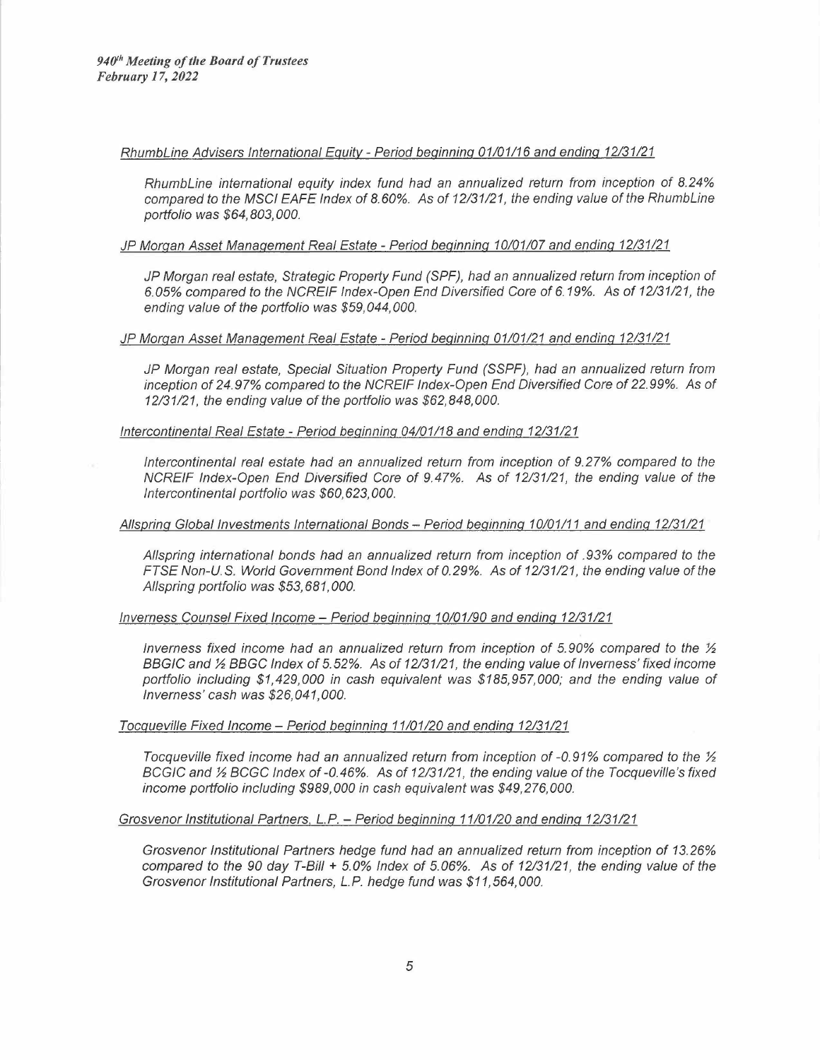*RhumbLine Advisers International Equity - Period beginning 01/01/16 and ending 12/31/21*

*RhumbLine international equity index fund had an annualized return from inception of 8.24% compared to the MSCI EAFE Index of 8.60%. As of 12/31/21, the ending value of the RhumbLine portfolio was $64,803,000.*

*JP Morgan Asset Management Real Estate - Period beginning 10/01/07 and ending 12/31/21*

*JP Morgan real estate, Strategic Property Fund (SPF), had an annualized return from inception of 6.05% compared to the NCREIF Index-Open End Diversified Core of 6.19%. As of 12/31/21, the ending value of the portfolio was $59,044,000.*

*JP Morgan Asset Management Real Estate - Period beginning 01/01/21 and ending 12/31/21*

*JP Morgan real estate, Special Situation Property Fund (SSPF), had an annualized return from inception of 24.97% compared to the NCREIF Index-Open End Diversified Core of 22.99%. As of 12/31/21, the ending value of the portfolio was $62,848,000.*

*Intercontinental Real Estate - Period beginning 04/01/18 and ending 12/31/21*

*Intercontinental real estate had an annualized return from inception of 9.27% compared to the NCREIF Index-Open End Diversified Core of 9.47%. As of 12/31/21, the ending value of the Intercontinental portfolio was $60,623,000.*

*Allspring Global Investments International Bonds – Period beginning 10/01/11 and ending 12/31/21*

*Allspring international bonds had an annualized return from inception of .93% compared to the FTSE Non-U.S. World Government Bond Index of 0.29%. As of 12/31/21, the ending value of the Allspring portfolio was $53,681,000.*

*Inverness Counsel Fixed Income – Period beginning 10/01/90 and ending 12/31/21*

*Inverness fixed income had an annualized return from inception of 5.90% compared to the ½ BBGIC and ½ BBGC Index of 5.52%. As of 12/31/21, the ending value of Inverness' fixed income portfolio including $1,429,000 in cash equivalent was $185,957,000; and the ending value of Inverness' cash was $26,041,000.*

*Tocqueville Fixed Income – Period beginning 11/01/20 and ending 12/31/21*

*Tocqueville fixed income had an annualized return from inception of -0.91% compared to the ½ BCGIC and ½ BCGC Index of -0.46%. As of 12/31/21, the ending value of the Tocqueville's fixed income portfolio including $989,000 in cash equivalent was $49,276,000.*

*Grosvenor Institutional Partners, L.P. – Period beginning 11/01/20 and ending 12/31/21*

*Grosvenor Institutional Partners hedge fund had an annualized return from inception of 13.26% compared to the 90 day T-Bill + 5.0% Index of 5.06%. As of 12/31/21, the ending value of the Grosvenor Institutional Partners, L.P. hedge fund was $11,564,000.*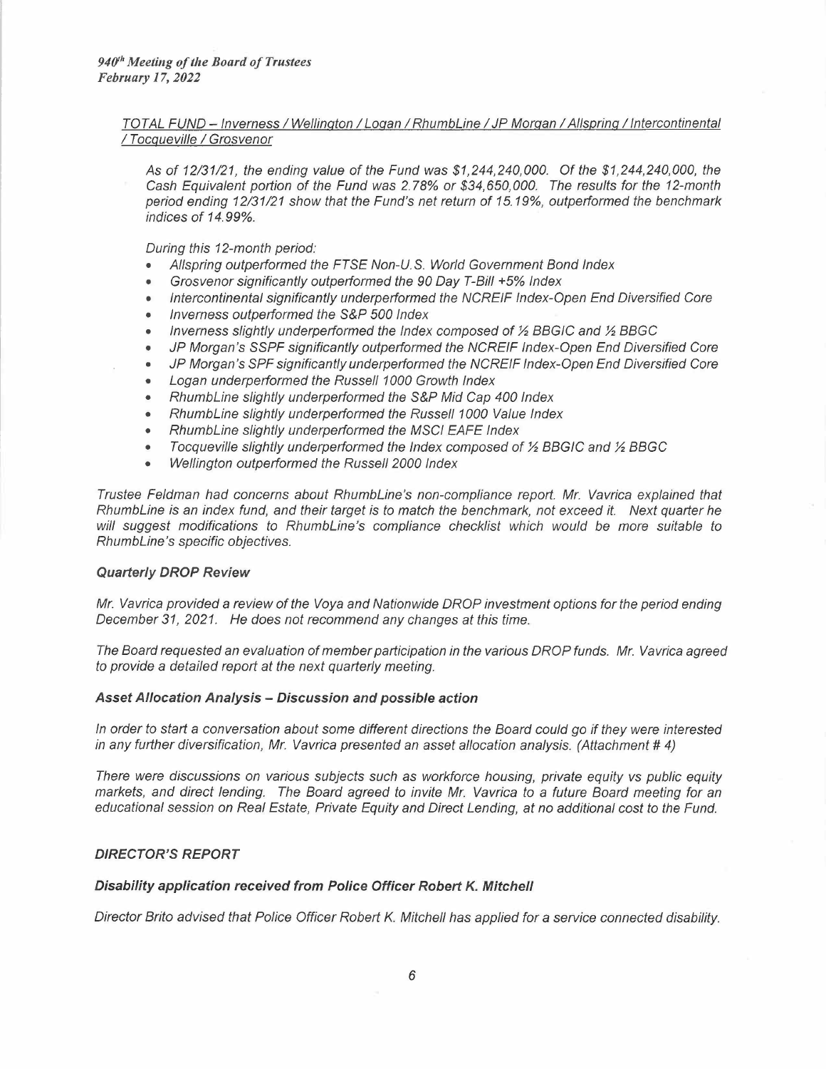*TOTAL FUND – Inverness / Wellington / Logan / RhumbLine / JP Morgan / Allspring / Intercontinental / Tocqueville / Grosvenor*

*As of 12/31/21, the ending value of the Fund was $1,244,240,000. Of the $1,244,240,000, the Cash Equivalent portion of the Fund was 2.78% or $34,650,000. The results for the 12-month period ending 12/31/21 show that the Fund's net return of 15.19%, outperformed the benchmark indices of 14.99%.*

*During this 12-month period:*

- *Allspring outperformed the FTSE Non-U.S. World Government Bond Index*
- *Grosvenor significantly outperformed the 90 Day T-Bill +5% Index*
- *Intercontinental significantly underperformed the NCREIF Index-Open End Diversified Core*
- *Inverness outperformed the S&P 500 Index*
- *Inverness slightly underperformed the Index composed of ½ BBGIC and ½ BBGC*
- *JP Morgan's SSPF significantly outperformed the NCREIF Index-Open End Diversified Core*
- *JP Morgan's SPF significantly underperformed the NCREIF Index-Open End Diversified Core*
- *Logan underperformed the Russell 1000 Growth Index*
- *RhumbLine slightly underperformed the S&P Mid Cap 400 Index*
- *RhumbLine slightly underperformed the Russell 1000 Value Index*
- *RhumbLine slightly underperformed the MSCI EAFE Index*
- *Tocqueville slightly underperformed the Index composed of ½ BBGIC and ½ BBGC*
- *Wellington outperformed the Russell 2000 Index*

*Trustee Feldman had concerns about RhumbLine's non-compliance report. Mr. Vavrica explained that RhumbLine is an index fund, and their target is to match the benchmark, not exceed it. Next quarter he will suggest modifications to RhumbLine's compliance checklist which would be more suitable to RhumbLine's specific objectives.*

***Quarterly DROP Review***

*Mr. Vavrica provided a review of the Voya and Nationwide DROP investment options for the period ending December 31, 2021. He does not recommend any changes at this time.*

*The Board requested an evaluation of member participation in the various DROP funds. Mr. Vavrica agreed to provide a detailed report at the next quarterly meeting.*

***Asset Allocation Analysis – Discussion and possible action***

*In order to start a conversation about some different directions the Board could go if they were interested in any further diversification, Mr. Vavrica presented an asset allocation analysis. (Attachment # 4)*

*There were discussions on various subjects such as workforce housing, private equity vs public equity markets, and direct lending. The Board agreed to invite Mr. Vavrica to a future Board meeting for an educational session on Real Estate, Private Equity and Direct Lending, at no additional cost to the Fund.*

***DIRECTOR'S REPORT***

***Disability application received from Police Officer Robert K. Mitchell***

*Director Brito advised that Police Officer Robert K. Mitchell has applied for a service connected disability.*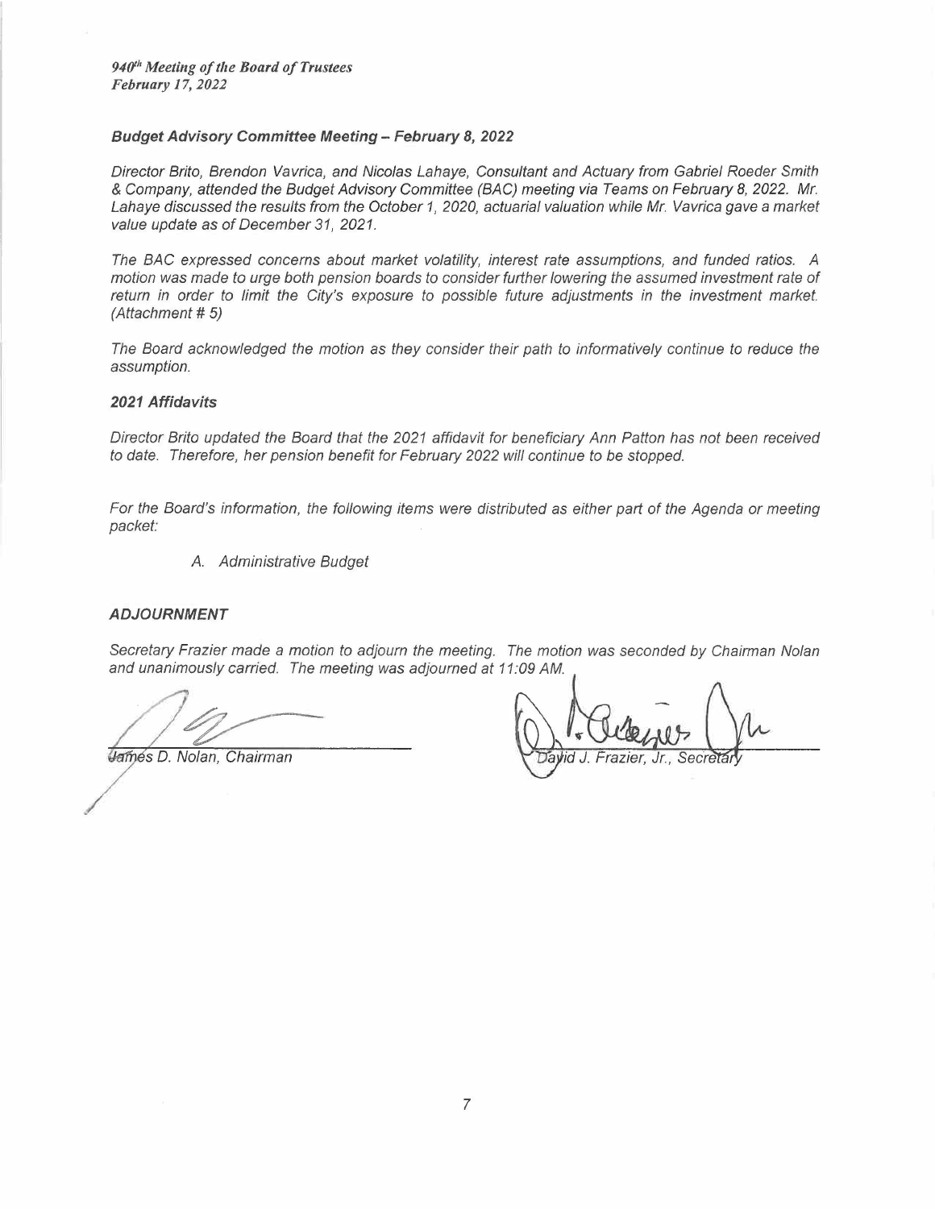### Budget Advisory Committee Meeting – February 8, 2022

*Director Brito, Brendon Vavrica, and Nicolas Lahaye, Consultant and Actuary from Gabriel Roeder Smith & Company, attended the Budget Advisory Committee (BAC) meeting via Teams on February 8, 2022. Mr. Lahaye discussed the results from the October 1, 2020, actuarial valuation while Mr. Vavrica gave a market value update as of December 31, 2021.*

*The BAC expressed concerns about market volatility, interest rate assumptions, and funded ratios. A motion was made to urge both pension boards to consider further lowering the assumed investment rate of return in order to limit the City's exposure to possible future adjustments in the investment market. (Attachment # 5)*

*The Board acknowledged the motion as they consider their path to informatively continue to reduce the assumption.*

### 2021 Affidavits

*Director Brito updated the Board that the 2021 affidavit for beneficiary Ann Patton has not been received to date. Therefore, her pension benefit for February 2022 will continue to be stopped.*

*For the Board's information, the following items were distributed as either part of the Agenda or meeting packet:*

*A. Administrative Budget*

### ADJOURNMENT

*Secretary Frazier made a motion to adjourn the meeting. The motion was seconded by Chairman Nolan and unanimously carried. The meeting was adjourned at 11:09 AM.*

*James D. Nolan, Chairman*

*David J. Frazier, Jr., Secretary*